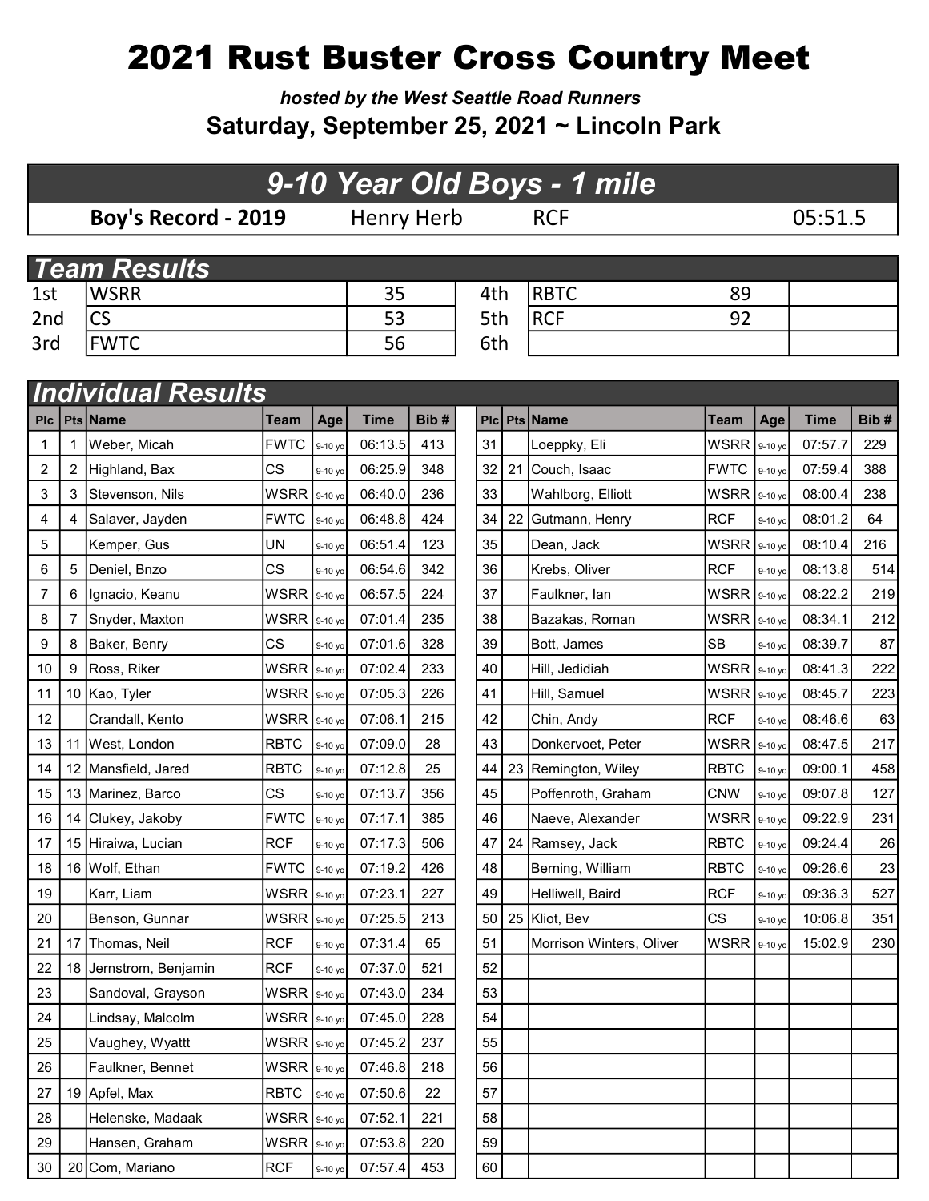# 2021 Rust Buster Cross Country Meet

***hosted by the West Seattle Road Runners***

**Saturday, September 25, 2021 ~ Lincoln Park**

## *9-10 Year Old Boys - 1 mile*

| **Boy's Record - 2019** | Henry Herb | RCF | 05:51.5 |
|---|---|---|---|

## *Team Results*

| | | | | | | |
|---|---|---|---|---|---|---|
| 1st | WSRR | 35 | 4th | RBTC | 89 | |
| 2nd | CS | 53 | 5th | RCF | 92 | |
| 3rd | FWTC | 56 | 6th | | | |

## *Individual Results*

| Plc | Pts | Name | Team | Age | Time | Bib # |
|---|---|---|---|---|---|---|
| 1 | 1 | Weber, Micah | FWTC | 9-10 yo | 06:13.5 | 413 |
| 2 | 2 | Highland, Bax | CS | 9-10 yo | 06:25.9 | 348 |
| 3 | 3 | Stevenson, Nils | WSRR | 9-10 yo | 06:40.0 | 236 |
| 4 | 4 | Salaver, Jayden | FWTC | 9-10 yo | 06:48.8 | 424 |
| 5 | | Kemper, Gus | UN | 9-10 yo | 06:51.4 | 123 |
| 6 | 5 | Deniel, Bnzo | CS | 9-10 yo | 06:54.6 | 342 |
| 7 | 6 | Ignacio, Keanu | WSRR | 9-10 yo | 06:57.5 | 224 |
| 8 | 7 | Snyder, Maxton | WSRR | 9-10 yo | 07:01.4 | 235 |
| 9 | 8 | Baker, Benry | CS | 9-10 yo | 07:01.6 | 328 |
| 10 | 9 | Ross, Riker | WSRR | 9-10 yo | 07:02.4 | 233 |
| 11 | 10 | Kao, Tyler | WSRR | 9-10 yo | 07:05.3 | 226 |
| 12 | | Crandall, Kento | WSRR | 9-10 yo | 07:06.1 | 215 |
| 13 | 11 | West, London | RBTC | 9-10 yo | 07:09.0 | 28 |
| 14 | 12 | Mansfield, Jared | RBTC | 9-10 yo | 07:12.8 | 25 |
| 15 | 13 | Marinez, Barco | CS | 9-10 yo | 07:13.7 | 356 |
| 16 | 14 | Clukey, Jakoby | FWTC | 9-10 yo | 07:17.1 | 385 |
| 17 | 15 | Hiraiwa, Lucian | RCF | 9-10 yo | 07:17.3 | 506 |
| 18 | 16 | Wolf, Ethan | FWTC | 9-10 yo | 07:19.2 | 426 |
| 19 | | Karr, Liam | WSRR | 9-10 yo | 07:23.1 | 227 |
| 20 | | Benson, Gunnar | WSRR | 9-10 yo | 07:25.5 | 213 |
| 21 | 17 | Thomas, Neil | RCF | 9-10 yo | 07:31.4 | 65 |
| 22 | 18 | Jernstrom, Benjamin | RCF | 9-10 yo | 07:37.0 | 521 |
| 23 | | Sandoval, Grayson | WSRR | 9-10 yo | 07:43.0 | 234 |
| 24 | | Lindsay, Malcolm | WSRR | 9-10 yo | 07:45.0 | 228 |
| 25 | | Vaughey, Wyattt | WSRR | 9-10 yo | 07:45.2 | 237 |
| 26 | | Faulkner, Bennet | WSRR | 9-10 yo | 07:46.8 | 218 |
| 27 | 19 | Apfel, Max | RBTC | 9-10 yo | 07:50.6 | 22 |
| 28 | | Helenske, Madaak | WSRR | 9-10 yo | 07:52.1 | 221 |
| 29 | | Hansen, Graham | WSRR | 9-10 yo | 07:53.8 | 220 |
| 30 | 20 | Com, Mariano | RCF | 9-10 yo | 07:57.4 | 453 |
| 31 | | Loeppky, Eli | WSRR | 9-10 yo | 07:57.7 | 229 |
| 32 | 21 | Couch, Isaac | FWTC | 9-10 yo | 07:59.4 | 388 |
| 33 | | Wahlborg, Elliott | WSRR | 9-10 yo | 08:00.4 | 238 |
| 34 | 22 | Gutmann, Henry | RCF | 9-10 yo | 08:01.2 | 64 |
| 35 | | Dean, Jack | WSRR | 9-10 yo | 08:10.4 | 216 |
| 36 | | Krebs, Oliver | RCF | 9-10 yo | 08:13.8 | 514 |
| 37 | | Faulkner, Ian | WSRR | 9-10 yo | 08:22.2 | 219 |
| 38 | | Bazakas, Roman | WSRR | 9-10 yo | 08:34.1 | 212 |
| 39 | | Bott, James | SB | 9-10 yo | 08:39.7 | 87 |
| 40 | | Hill, Jedidiah | WSRR | 9-10 yo | 08:41.3 | 222 |
| 41 | | Hill, Samuel | WSRR | 9-10 yo | 08:45.7 | 223 |
| 42 | | Chin, Andy | RCF | 9-10 yo | 08:46.6 | 63 |
| 43 | | Donkervoet, Peter | WSRR | 9-10 yo | 08:47.5 | 217 |
| 44 | 23 | Remington, Wiley | RBTC | 9-10 yo | 09:00.1 | 458 |
| 45 | | Poffenroth, Graham | CNW | 9-10 yo | 09:07.8 | 127 |
| 46 | | Naeve, Alexander | WSRR | 9-10 yo | 09:22.9 | 231 |
| 47 | 24 | Ramsey, Jack | RBTC | 9-10 yo | 09:24.4 | 26 |
| 48 | | Berning, William | RBTC | 9-10 yo | 09:26.6 | 23 |
| 49 | | Helliwell, Baird | RCF | 9-10 yo | 09:36.3 | 527 |
| 50 | 25 | Kliot, Bev | CS | 9-10 yo | 10:06.8 | 351 |
| 51 | | Morrison Winters, Oliver | WSRR | 9-10 yo | 15:02.9 | 230 |
| 52 | | | | | | |
| 53 | | | | | | |
| 54 | | | | | | |
| 55 | | | | | | |
| 56 | | | | | | |
| 57 | | | | | | |
| 58 | | | | | | |
| 59 | | | | | | |
| 60 | | | | | | |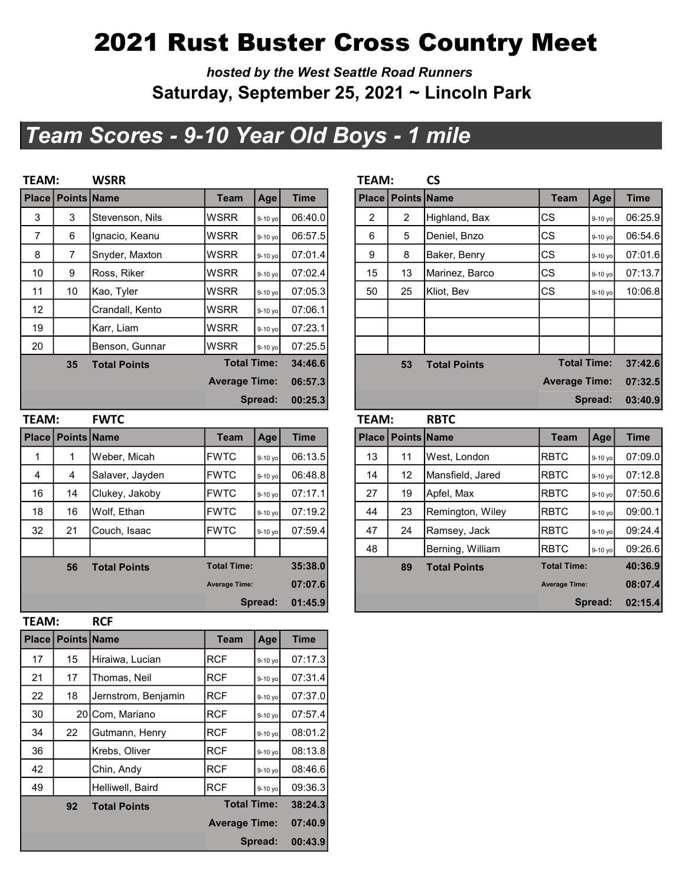# 2021 Rust Buster Cross Country Meet

***hosted by the West Seattle Road Runners***

**Saturday, September 25, 2021 ~ Lincoln Park**

## *Team Scores - 9-10 Year Old Boys - 1 mile*

**TEAM: WSRR**

| Place | Points | Name | Team | Age | Time |
|---|---|---|---|---|---|
| 3 | 3 | Stevenson, Nils | WSRR | 9-10 yo | 06:40.0 |
| 7 | 6 | Ignacio, Keanu | WSRR | 9-10 yo | 06:57.5 |
| 8 | 7 | Snyder, Maxton | WSRR | 9-10 yo | 07:01.4 |
| 10 | 9 | Ross, Riker | WSRR | 9-10 yo | 07:02.4 |
| 11 | 10 | Kao, Tyler | WSRR | 9-10 yo | 07:05.3 |
| 12 | | Crandall, Kento | WSRR | 9-10 yo | 07:06.1 |
| 19 | | Karr, Liam | WSRR | 9-10 yo | 07:23.1 |
| 20 | | Benson, Gunnar | WSRR | 9-10 yo | 07:25.5 |
| | **35** | **Total Points** | **Total Time:** | | **34:46.6** |
| | | | **Average Time:** | | **06:57.3** |
| | | | **Spread:** | | **00:25.3** |

**TEAM: CS**

| Place | Points | Name | Team | Age | Time |
|---|---|---|---|---|---|
| 2 | 2 | Highland, Bax | CS | 9-10 yo | 06:25.9 |
| 6 | 5 | Deniel, Bnzo | CS | 9-10 yo | 06:54.6 |
| 9 | 8 | Baker, Benry | CS | 9-10 yo | 07:01.6 |
| 15 | 13 | Marinez, Barco | CS | 9-10 yo | 07:13.7 |
| 50 | 25 | Kliot, Bev | CS | 9-10 yo | 10:06.8 |
| | **53** | **Total Points** | **Total Time:** | | **37:42.6** |
| | | | **Average Time:** | | **07:32.5** |
| | | | **Spread:** | | **03:40.9** |

**TEAM: FWTC**

| Place | Points | Name | Team | Age | Time |
|---|---|---|---|---|---|
| 1 | 1 | Weber, Micah | FWTC | 9-10 yo | 06:13.5 |
| 4 | 4 | Salaver, Jayden | FWTC | 9-10 yo | 06:48.8 |
| 16 | 14 | Clukey, Jakoby | FWTC | 9-10 yo | 07:17.1 |
| 18 | 16 | Wolf, Ethan | FWTC | 9-10 yo | 07:19.2 |
| 32 | 21 | Couch, Isaac | FWTC | 9-10 yo | 07:59.4 |
| | **56** | **Total Points** | **Total Time:** | | **35:38.0** |
| | | | **Average Time:** | | **07:07.6** |
| | | | **Spread:** | | **01:45.9** |

**TEAM: RBTC**

| Place | Points | Name | Team | Age | Time |
|---|---|---|---|---|---|
| 13 | 11 | West, London | RBTC | 9-10 yo | 07:09.0 |
| 14 | 12 | Mansfield, Jared | RBTC | 9-10 yo | 07:12.8 |
| 27 | 19 | Apfel, Max | RBTC | 9-10 yo | 07:50.6 |
| 44 | 23 | Remington, Wiley | RBTC | 9-10 yo | 09:00.1 |
| 47 | 24 | Ramsey, Jack | RBTC | 9-10 yo | 09:24.4 |
| 48 | | Berning, William | RBTC | 9-10 yo | 09:26.6 |
| | **89** | **Total Points** | **Total Time:** | | **40:36.9** |
| | | | **Average Time:** | | **08:07.4** |
| | | | **Spread:** | | **02:15.4** |

**TEAM: RCF**

| Place | Points | Name | Team | Age | Time |
|---|---|---|---|---|---|
| 17 | 15 | Hiraiwa, Lucian | RCF | 9-10 yo | 07:17.3 |
| 21 | 17 | Thomas, Neil | RCF | 9-10 yo | 07:31.4 |
| 22 | 18 | Jernstrom, Benjamin | RCF | 9-10 yo | 07:37.0 |
| 30 | 20 | Com, Mariano | RCF | 9-10 yo | 07:57.4 |
| 34 | 22 | Gutmann, Henry | RCF | 9-10 yo | 08:01.2 |
| 36 | | Krebs, Oliver | RCF | 9-10 yo | 08:13.8 |
| 42 | | Chin, Andy | RCF | 9-10 yo | 08:46.6 |
| 49 | | Helliwell, Baird | RCF | 9-10 yo | 09:36.3 |
| | **92** | **Total Points** | **Total Time:** | | **38:24.3** |
| | | | **Average Time:** | | **07:40.9** |
| | | | **Spread:** | | **00:43.9** |